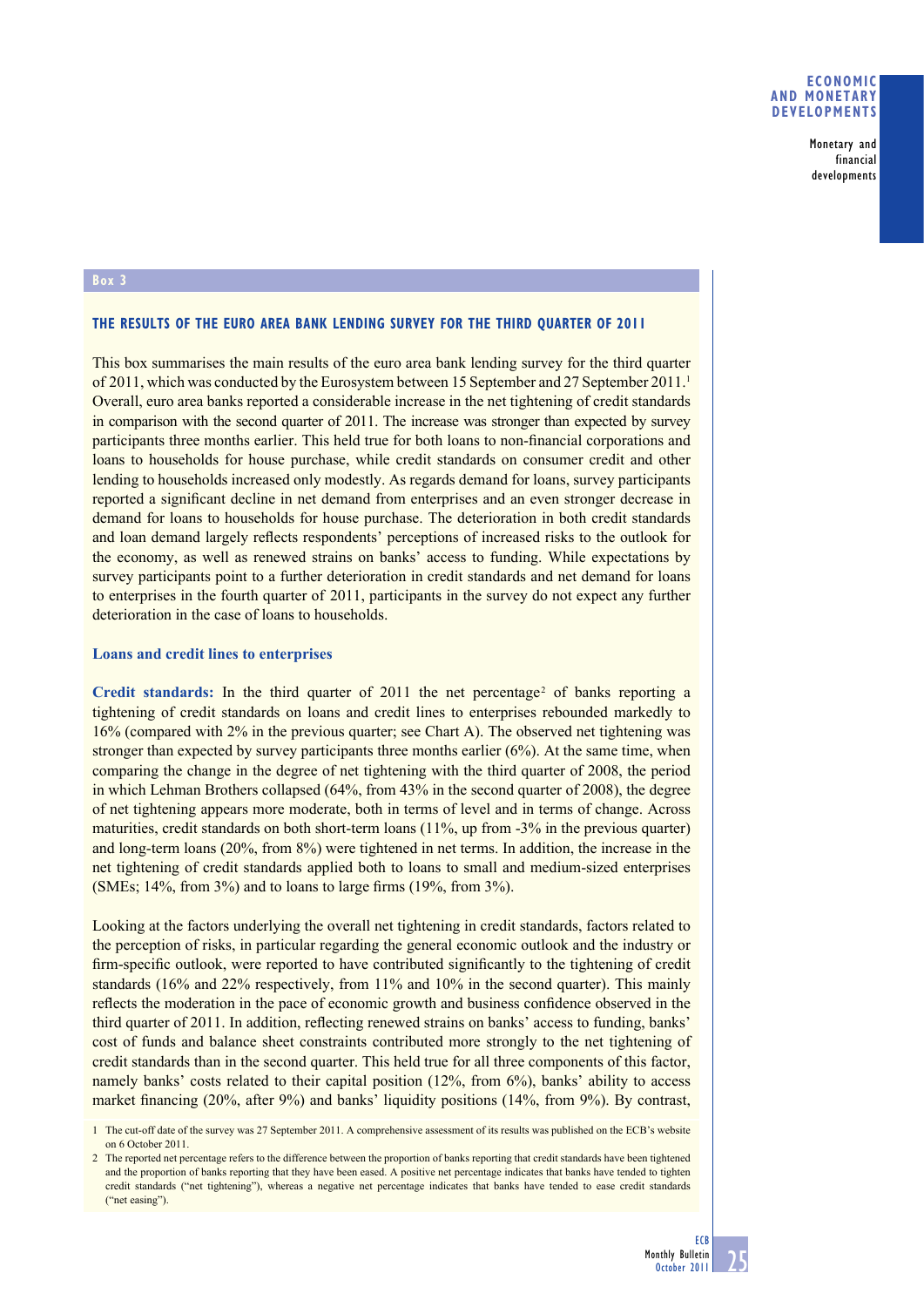Box 3

## THE RESULTS OF THE EURO AREA BANK LENDING SURVEY FOR THE THIRD QUARTER OF 2011

This box summarises the main results of the euro area bank lending survey for the third quarter of 2011, which was conducted by the Eurosystem between 15 September and 27 September 2011.[1] Overall, euro area banks reported a considerable increase in the net tightening of credit standards in comparison with the second quarter of 2011. The increase was stronger than expected by survey participants three months earlier. This held true for both loans to non-financial corporations and loans to households for house purchase, while credit standards on consumer credit and other lending to households increased only modestly. As regards demand for loans, survey participants reported a significant decline in net demand from enterprises and an even stronger decrease in demand for loans to households for house purchase. The deterioration in both credit standards and loan demand largely reflects respondents' perceptions of increased risks to the outlook for the economy, as well as renewed strains on banks' access to funding. While expectations by survey participants point to a further deterioration in credit standards and net demand for loans to enterprises in the fourth quarter of 2011, participants in the survey do not expect any further deterioration in the case of loans to households.

### Loans and credit lines to enterprises

**Credit standards:** In the third quarter of 2011 the net percentage[2] of banks reporting a tightening of credit standards on loans and credit lines to enterprises rebounded markedly to 16% (compared with 2% in the previous quarter; see Chart A). The observed net tightening was stronger than expected by survey participants three months earlier (6%). At the same time, when comparing the change in the degree of net tightening with the third quarter of 2008, the period in which Lehman Brothers collapsed (64%, from 43% in the second quarter of 2008), the degree of net tightening appears more moderate, both in terms of level and in terms of change. Across maturities, credit standards on both short-term loans (11%, up from -3% in the previous quarter) and long-term loans (20%, from 8%) were tightened in net terms. In addition, the increase in the net tightening of credit standards applied both to loans to small and medium-sized enterprises (SMEs; 14%, from 3%) and to loans to large firms (19%, from 3%).

Looking at the factors underlying the overall net tightening in credit standards, factors related to the perception of risks, in particular regarding the general economic outlook and the industry or firm-specific outlook, were reported to have contributed significantly to the tightening of credit standards (16% and 22% respectively, from 11% and 10% in the second quarter). This mainly reflects the moderation in the pace of economic growth and business confidence observed in the third quarter of 2011. In addition, reflecting renewed strains on banks' access to funding, banks' cost of funds and balance sheet constraints contributed more strongly to the net tightening of credit standards than in the second quarter. This held true for all three components of this factor, namely banks' costs related to their capital position (12%, from 6%), banks' ability to access market financing (20%, after 9%) and banks' liquidity positions (14%, from 9%). By contrast,

1 The cut-off date of the survey was 27 September 2011. A comprehensive assessment of its results was published on the ECB's website on 6 October 2011.

2 The reported net percentage refers to the difference between the proportion of banks reporting that credit standards have been tightened and the proportion of banks reporting that they have been eased. A positive net percentage indicates that banks have tended to tighten credit standards ("net tightening"), whereas a negative net percentage indicates that banks have tended to ease credit standards ("net easing").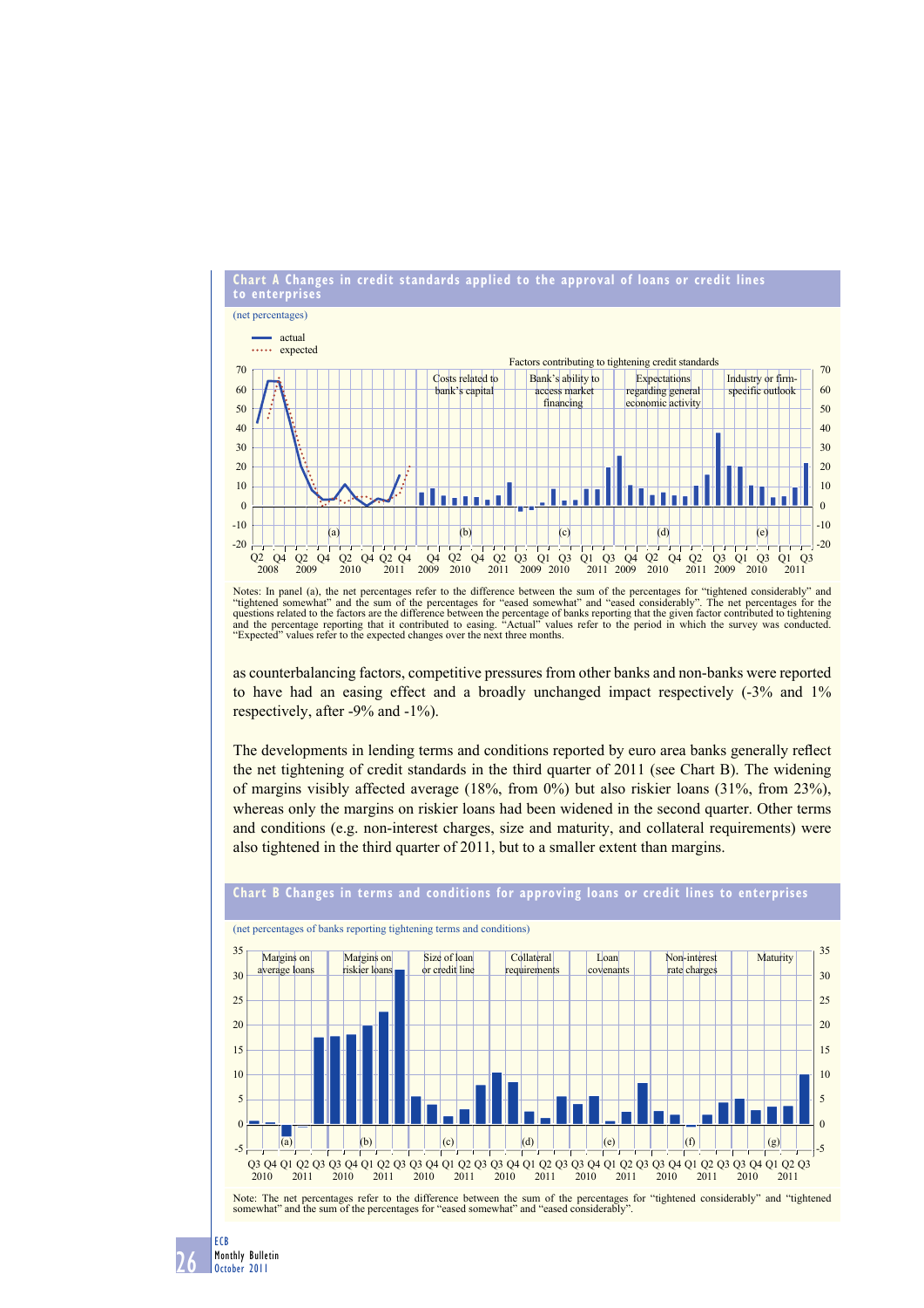**Chart A Changes in credit standards applied to the approval of loans or credit lines to enterprises**

(net percentages)

Notes: In panel (a), the net percentages refer to the difference between the sum of the percentages for "tightened considerably" and "tightened somewhat" and the sum of the percentages for "eased somewhat" and "eased considerably". The net percentages for the questions related to the factors are the difference between the percentage of banks reporting that the given factor contributed to tightening and the percentage reporting that it contributed to easing. "Actual" values refer to the period in which the survey was conducted. "Expected" values refer to the expected changes over the next three months.

as counterbalancing factors, competitive pressures from other banks and non-banks were reported to have had an easing effect and a broadly unchanged impact respectively (-3% and 1% respectively, after -9% and -1%).

The developments in lending terms and conditions reported by euro area banks generally reflect the net tightening of credit standards in the third quarter of 2011 (see Chart B). The widening of margins visibly affected average (18%, from 0%) but also riskier loans (31%, from 23%), whereas only the margins on riskier loans had been widened in the second quarter. Other terms and conditions (e.g. non-interest charges, size and maturity, and collateral requirements) were also tightened in the third quarter of 2011, but to a smaller extent than margins.

**Chart B Changes in terms and conditions for approving loans or credit lines to enterprises**

(net percentages of banks reporting tightening terms and conditions)

Note: The net percentages refer to the difference between the sum of the percentages for "tightened considerably" and "tightened somewhat" and the sum of the percentages for "eased somewhat" and "eased considerably".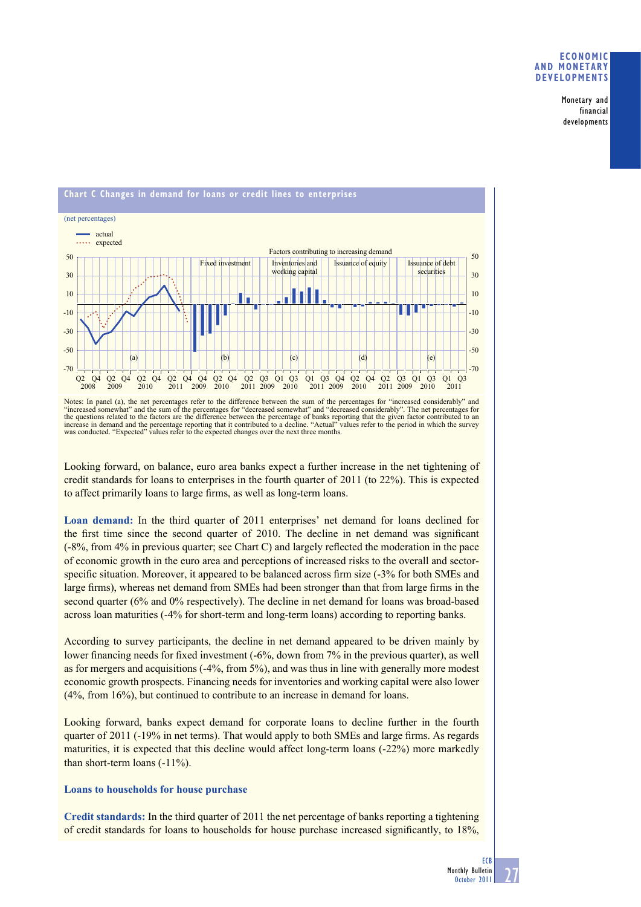**Chart C Changes in demand for loans or credit lines to enterprises**

(net percentages)

Notes: In panel (a), the net percentages refer to the difference between the sum of the percentages for "increased considerably" and "increased somewhat" and the sum of the percentages for "decreased somewhat" and "decreased considerably". The net percentages for the questions related to the factors are the difference between the percentage of banks reporting that the given factor contributed to an increase in demand and the percentage reporting that it contributed to a decline. "Actual" values refer to the period in which the survey was conducted. "Expected" values refer to the expected changes over the next three months.

Looking forward, on balance, euro area banks expect a further increase in the net tightening of credit standards for loans to enterprises in the fourth quarter of 2011 (to 22%). This is expected to affect primarily loans to large firms, as well as long-term loans.

**Loan demand:** In the third quarter of 2011 enterprises' net demand for loans declined for the first time since the second quarter of 2010. The decline in net demand was significant (-8%, from 4% in previous quarter; see Chart C) and largely reflected the moderation in the pace of economic growth in the euro area and perceptions of increased risks to the overall and sector-specific situation. Moreover, it appeared to be balanced across firm size (-3% for both SMEs and large firms), whereas net demand from SMEs had been stronger than that from large firms in the second quarter (6% and 0% respectively). The decline in net demand for loans was broad-based across loan maturities (-4% for short-term and long-term loans) according to reporting banks.

According to survey participants, the decline in net demand appeared to be driven mainly by lower financing needs for fixed investment (-6%, down from 7% in the previous quarter), as well as for mergers and acquisitions (-4%, from 5%), and was thus in line with generally more modest economic growth prospects. Financing needs for inventories and working capital were also lower (4%, from 16%), but continued to contribute to an increase in demand for loans.

Looking forward, banks expect demand for corporate loans to decline further in the fourth quarter of 2011 (-19% in net terms). That would apply to both SMEs and large firms. As regards maturities, it is expected that this decline would affect long-term loans (-22%) more markedly than short-term loans (-11%).

### Loans to households for house purchase

**Credit standards:** In the third quarter of 2011 the net percentage of banks reporting a tightening of credit standards for loans to households for house purchase increased significantly, to 18%,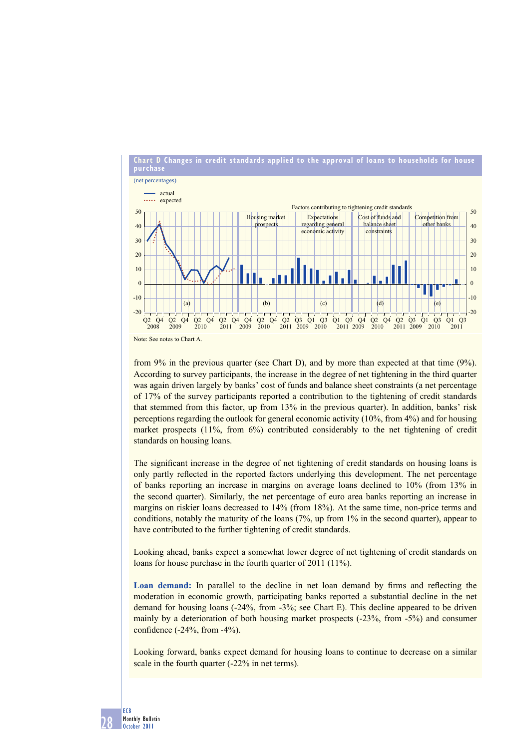**Chart D Changes in credit standards applied to the approval of loans to households for house purchase**

(net percentages)

Note: See notes to Chart A.

from 9% in the previous quarter (see Chart D), and by more than expected at that time (9%). According to survey participants, the increase in the degree of net tightening in the third quarter was again driven largely by banks' cost of funds and balance sheet constraints (a net percentage of 17% of the survey participants reported a contribution to the tightening of credit standards that stemmed from this factor, up from 13% in the previous quarter). In addition, banks' risk perceptions regarding the outlook for general economic activity (10%, from 4%) and for housing market prospects (11%, from 6%) contributed considerably to the net tightening of credit standards on housing loans.

The significant increase in the degree of net tightening of credit standards on housing loans is only partly reflected in the reported factors underlying this development. The net percentage of banks reporting an increase in margins on average loans declined to 10% (from 13% in the second quarter). Similarly, the net percentage of euro area banks reporting an increase in margins on riskier loans decreased to 14% (from 18%). At the same time, non-price terms and conditions, notably the maturity of the loans (7%, up from 1% in the second quarter), appear to have contributed to the further tightening of credit standards.

Looking ahead, banks expect a somewhat lower degree of net tightening of credit standards on loans for house purchase in the fourth quarter of 2011 (11%).

**Loan demand:** In parallel to the decline in net loan demand by firms and reflecting the moderation in economic growth, participating banks reported a substantial decline in the net demand for housing loans (-24%, from -3%; see Chart E). This decline appeared to be driven mainly by a deterioration of both housing market prospects (-23%, from -5%) and consumer confidence (-24%, from -4%).

Looking forward, banks expect demand for housing loans to continue to decrease on a similar scale in the fourth quarter (-22% in net terms).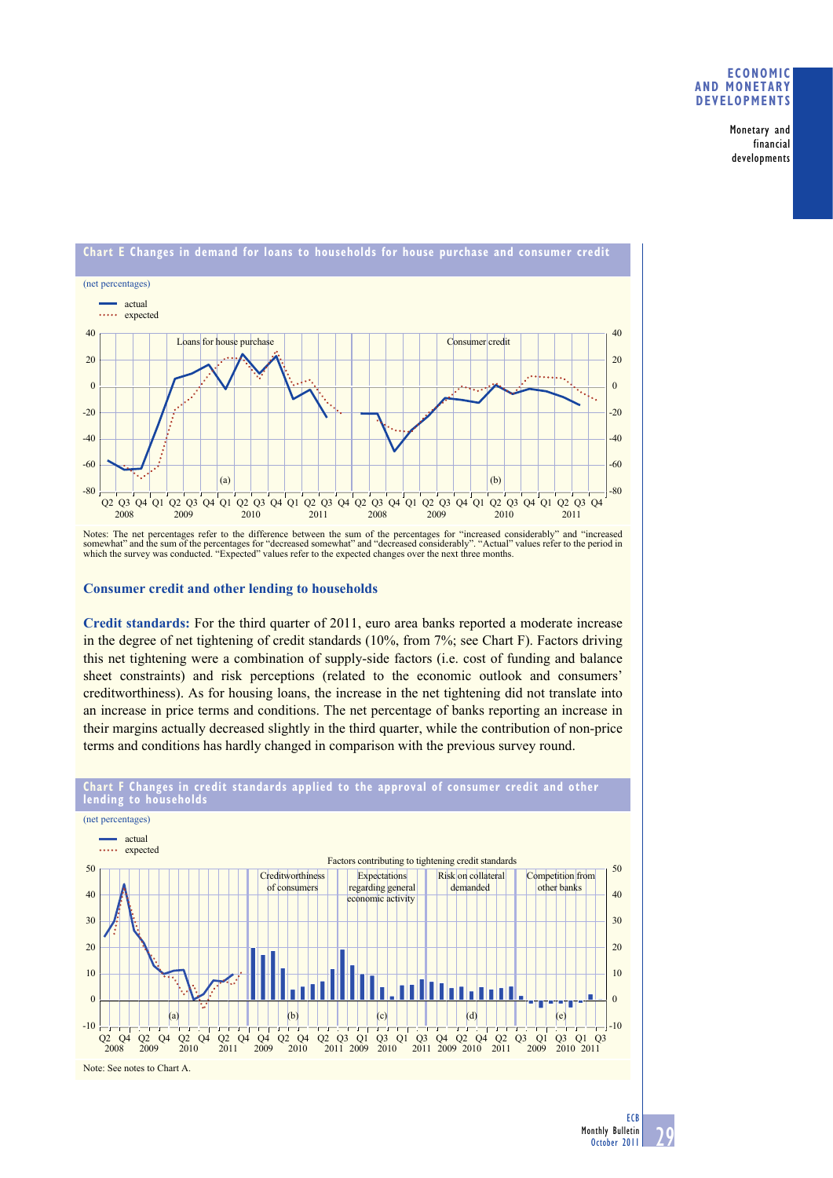**Chart E Changes in demand for loans to households for house purchase and consumer credit**

(net percentages)

Notes: The net percentages refer to the difference between the sum of the percentages for "increased considerably" and "increased somewhat" and the sum of the percentages for "decreased somewhat" and "decreased considerably". "Actual" values refer to the period in which the survey was conducted. "Expected" values refer to the expected changes over the next three months.

### Consumer credit and other lending to households

**Credit standards:** For the third quarter of 2011, euro area banks reported a moderate increase in the degree of net tightening of credit standards (10%, from 7%; see Chart F). Factors driving this net tightening were a combination of supply-side factors (i.e. cost of funding and balance sheet constraints) and risk perceptions (related to the economic outlook and consumers' creditworthiness). As for housing loans, the increase in the net tightening did not translate into an increase in price terms and conditions. The net percentage of banks reporting an increase in their margins actually decreased slightly in the third quarter, while the contribution of non-price terms and conditions has hardly changed in comparison with the previous survey round.

**Chart F Changes in credit standards applied to the approval of consumer credit and other lending to households**

(net percentages)

Note: See notes to Chart A.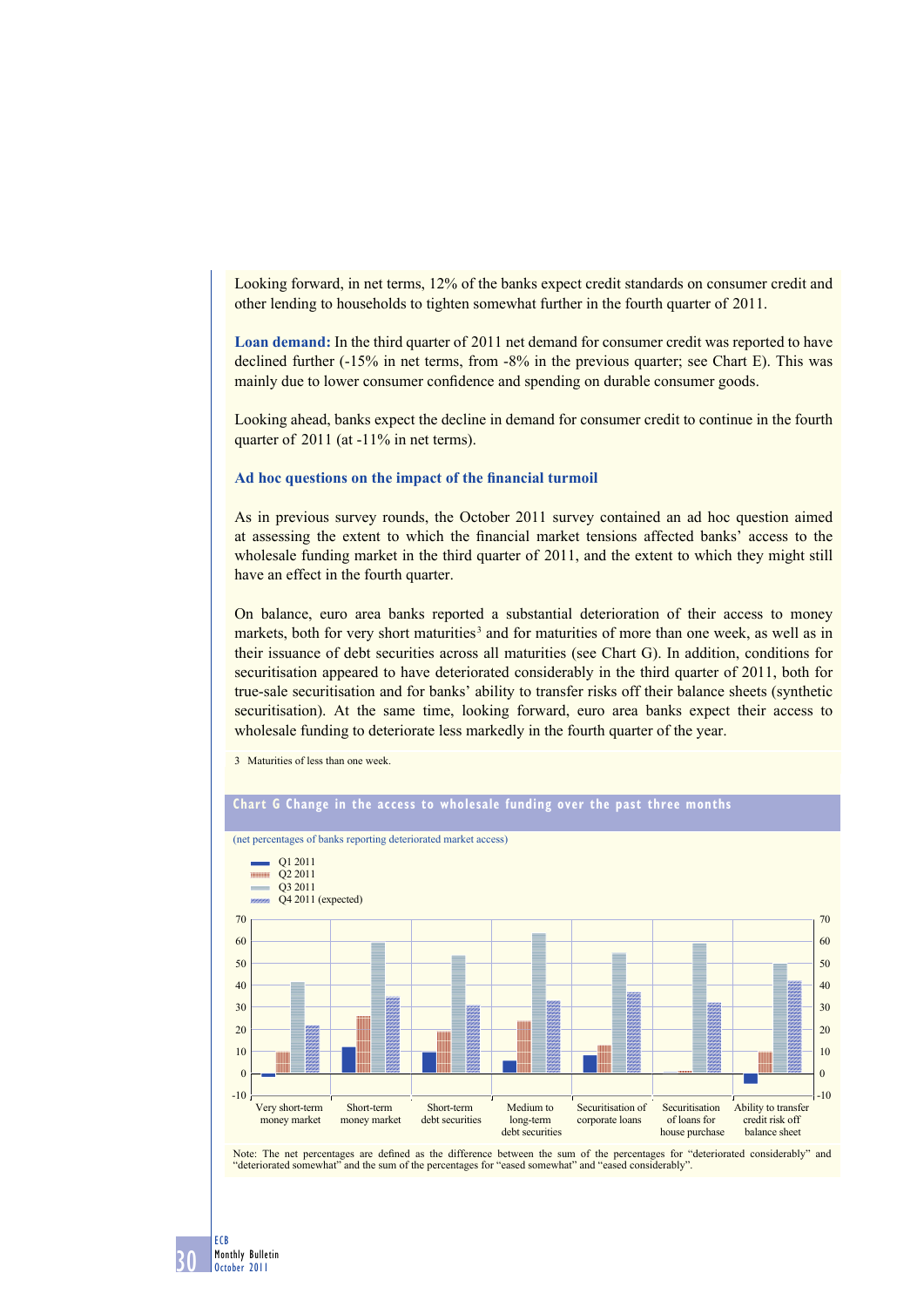Looking forward, in net terms, 12% of the banks expect credit standards on consumer credit and other lending to households to tighten somewhat further in the fourth quarter of 2011.

**Loan demand:** In the third quarter of 2011 net demand for consumer credit was reported to have declined further (-15% in net terms, from -8% in the previous quarter; see Chart E). This was mainly due to lower consumer confidence and spending on durable consumer goods.

Looking ahead, banks expect the decline in demand for consumer credit to continue in the fourth quarter of 2011 (at -11% in net terms).

### Ad hoc questions on the impact of the financial turmoil

As in previous survey rounds, the October 2011 survey contained an ad hoc question aimed at assessing the extent to which the financial market tensions affected banks' access to the wholesale funding market in the third quarter of 2011, and the extent to which they might still have an effect in the fourth quarter.

On balance, euro area banks reported a substantial deterioration of their access to money markets, both for very short maturities[3] and for maturities of more than one week, as well as in their issuance of debt securities across all maturities (see Chart G). In addition, conditions for securitisation appeared to have deteriorated considerably in the third quarter of 2011, both for true-sale securitisation and for banks' ability to transfer risks off their balance sheets (synthetic securitisation). At the same time, looking forward, euro area banks expect their access to wholesale funding to deteriorate less markedly in the fourth quarter of the year.

3 Maturities of less than one week.

**Chart G Change in the access to wholesale funding over the past three months**

(net percentages of banks reporting deteriorated market access)

Q1 2011
Q2 2011
Q3 2011
Q4 2011 (expected)

70
60
50
40
30
20
10
0
-10

Very short-term money market
Short-term money market
Short-term debt securities
Medium to long-term debt securities
Securitisation of corporate loans
Securitisation of loans for house purchase
Ability to transfer credit risk off balance sheet

Note: The net percentages are defined as the difference between the sum of the percentages for "deteriorated considerably" and "deteriorated somewhat" and the sum of the percentages for "eased somewhat" and "eased considerably".